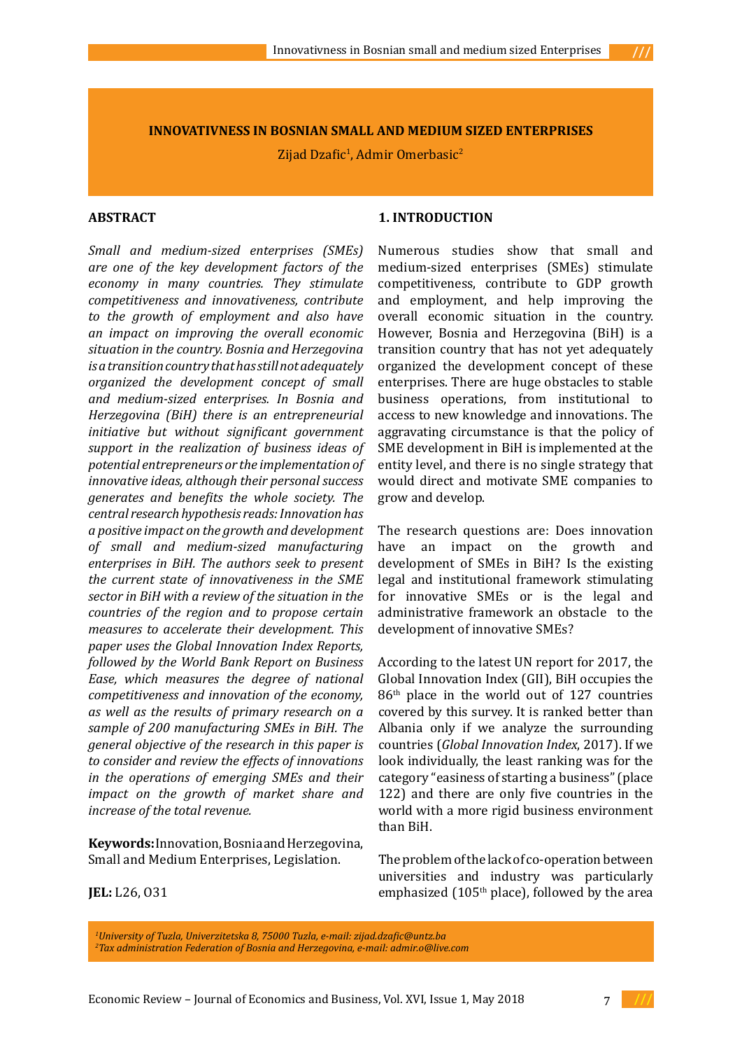# INNOVATIVNESS IN BOSNIAN SMALL AND MEDIUM SIZED ENTERPRISES

Zijad Dzafic[1], Admir Omerbasic[2]

## ABSTRACT

*Small and medium-sized enterprises (SMEs) are one of the key development factors of the economy in many countries. They stimulate competitiveness and innovativeness, contribute to the growth of employment and also have an impact on improving the overall economic situation in the country. Bosnia and Herzegovina is a transition country that has still not adequately organized the development concept of small and medium-sized enterprises. In Bosnia and Herzegovina (BiH) there is an entrepreneurial initiative but without significant government support in the realization of business ideas of potential entrepreneurs or the implementation of innovative ideas, although their personal success generates and benefits the whole society. The central research hypothesis reads: Innovation has a positive impact on the growth and development of small and medium-sized manufacturing enterprises in BiH. The authors seek to present the current state of innovativeness in the SME sector in BiH with a review of the situation in the countries of the region and to propose certain measures to accelerate their development. This paper uses the Global Innovation Index Reports, followed by the World Bank Report on Business Ease, which measures the degree of national competitiveness and innovation of the economy, as well as the results of primary research on a sample of 200 manufacturing SMEs in BiH. The general objective of the research in this paper is to consider and review the effects of innovations in the operations of emerging SMEs and their impact on the growth of market share and increase of the total revenue.*

**Keywords:** Innovation, Bosnia and Herzegovina, Small and Medium Enterprises, Legislation.

**JEL:** L26, O31

## 1. INTRODUCTION

Numerous studies show that small and medium-sized enterprises (SMEs) stimulate competitiveness, contribute to GDP growth and employment, and help improving the overall economic situation in the country. However, Bosnia and Herzegovina (BiH) is a transition country that has not yet adequately organized the development concept of these enterprises. There are huge obstacles to stable business operations, from institutional to access to new knowledge and innovations. The aggravating circumstance is that the policy of SME development in BiH is implemented at the entity level, and there is no single strategy that would direct and motivate SME companies to grow and develop.

The research questions are: Does innovation have an impact on the growth and development of SMEs in BiH? Is the existing legal and institutional framework stimulating for innovative SMEs or is the legal and administrative framework an obstacle to the development of innovative SMEs?

According to the latest UN report for 2017, the Global Innovation Index (GII), BiH occupies the 86th place in the world out of 127 countries covered by this survey. It is ranked better than Albania only if we analyze the surrounding countries (*Global Innovation Index*, 2017). If we look individually, the least ranking was for the category "easiness of starting a business" (place 122) and there are only five countries in the world with a more rigid business environment than BiH.

The problem of the lack of co-operation between universities and industry was particularly emphasized (105th place), followed by the area

[1] *University of Tuzla, Univerzitetska 8, 75000 Tuzla, e-mail: zijad.dzafic@untz.ba*
[2] *Tax administration Federation of Bosnia and Herzegovina, e-mail: admir.o@live.com*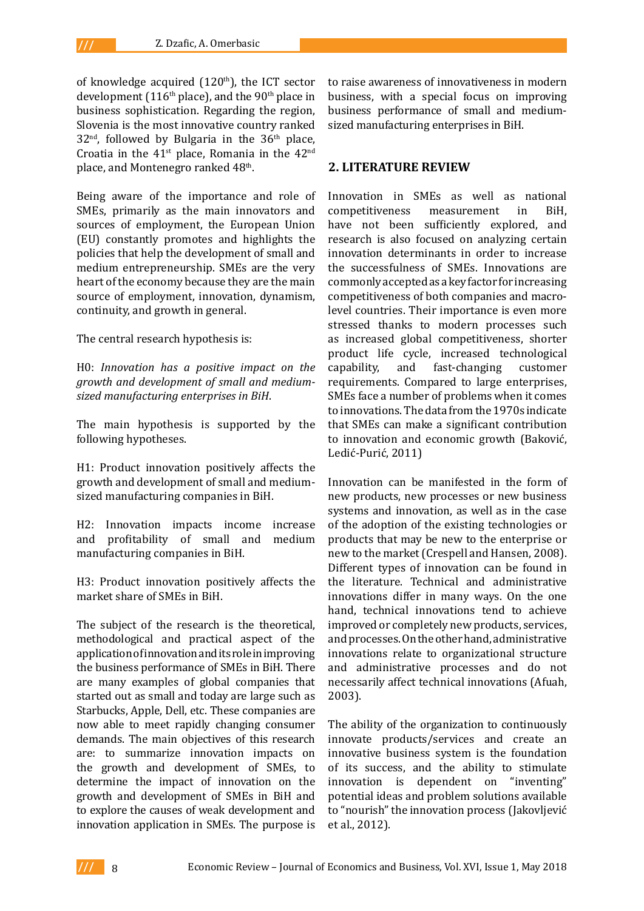of knowledge acquired (120th), the ICT sector development (116th place), and the 90th place in business sophistication. Regarding the region, Slovenia is the most innovative country ranked 32nd, followed by Bulgaria in the 36th place, Croatia in the 41st place, Romania in the 42nd place, and Montenegro ranked 48th.

Being aware of the importance and role of SMEs, primarily as the main innovators and sources of employment, the European Union (EU) constantly promotes and highlights the policies that help the development of small and medium entrepreneurship. SMEs are the very heart of the economy because they are the main source of employment, innovation, dynamism, continuity, and growth in general.

The central research hypothesis is:

H0: *Innovation has a positive impact on the growth and development of small and medium-sized manufacturing enterprises in BiH*.

The main hypothesis is supported by the following hypotheses.

H1: Product innovation positively affects the growth and development of small and medium-sized manufacturing companies in BiH.

H2: Innovation impacts income increase and profitability of small and medium manufacturing companies in BiH.

H3: Product innovation positively affects the market share of SMEs in BiH.

The subject of the research is the theoretical, methodological and practical aspect of the application of innovation and its role in improving the business performance of SMEs in BiH. There are many examples of global companies that started out as small and today are large such as Starbucks, Apple, Dell, etc. These companies are now able to meet rapidly changing consumer demands. The main objectives of this research are: to summarize innovation impacts on the growth and development of SMEs, to determine the impact of innovation on the growth and development of SMEs in BiH and to explore the causes of weak development and innovation application in SMEs. The purpose is to raise awareness of innovativeness in modern business, with a special focus on improving business performance of small and medium-sized manufacturing enterprises in BiH.

## 2. LITERATURE REVIEW

Innovation in SMEs as well as national competitiveness measurement in BiH, have not been sufficiently explored, and research is also focused on analyzing certain innovation determinants in order to increase the successfulness of SMEs. Innovations are commonly accepted as a key factor for increasing competitiveness of both companies and macro-level countries. Their importance is even more stressed thanks to modern processes such as increased global competitiveness, shorter product life cycle, increased technological capability, and fast-changing customer requirements. Compared to large enterprises, SMEs face a number of problems when it comes to innovations. The data from the 1970s indicate that SMEs can make a significant contribution to innovation and economic growth (Baković, Ledić-Purić, 2011)

Innovation can be manifested in the form of new products, new processes or new business systems and innovation, as well as in the case of the adoption of the existing technologies or products that may be new to the enterprise or new to the market (Crespell and Hansen, 2008). Different types of innovation can be found in the literature. Technical and administrative innovations differ in many ways. On the one hand, technical innovations tend to achieve improved or completely new products, services, and processes. On the other hand, administrative innovations relate to organizational structure and administrative processes and do not necessarily affect technical innovations (Afuah, 2003).

The ability of the organization to continuously innovate products/services and create an innovative business system is the foundation of its success, and the ability to stimulate innovation is dependent on "inventing" potential ideas and problem solutions available to "nourish" the innovation process (Jakovljević et al., 2012).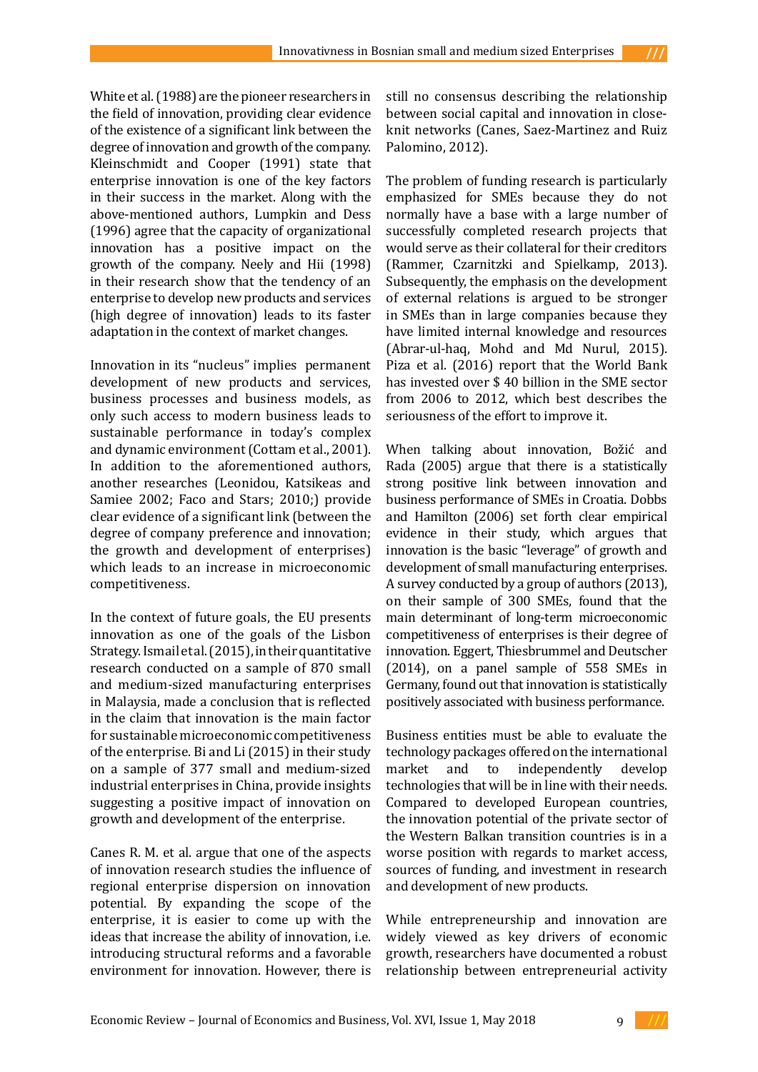White et al. (1988) are the pioneer researchers in the field of innovation, providing clear evidence of the existence of a significant link between the degree of innovation and growth of the company. Kleinschmidt and Cooper (1991) state that enterprise innovation is one of the key factors in their success in the market. Along with the above-mentioned authors, Lumpkin and Dess (1996) agree that the capacity of organizational innovation has a positive impact on the growth of the company. Neely and Hii (1998) in their research show that the tendency of an enterprise to develop new products and services (high degree of innovation) leads to its faster adaptation in the context of market changes.

Innovation in its "nucleus" implies permanent development of new products and services, business processes and business models, as only such access to modern business leads to sustainable performance in today's complex and dynamic environment (Cottam et al., 2001). In addition to the aforementioned authors, another researches (Leonidou, Katsikeas and Samiee 2002; Faco and Stars; 2010;) provide clear evidence of a significant link (between the degree of company preference and innovation; the growth and development of enterprises) which leads to an increase in microeconomic competitiveness.

In the context of future goals, the EU presents innovation as one of the goals of the Lisbon Strategy. Ismail et al. (2015), in their quantitative research conducted on a sample of 870 small and medium-sized manufacturing enterprises in Malaysia, made a conclusion that is reflected in the claim that innovation is the main factor for sustainable microeconomic competitiveness of the enterprise. Bi and Li (2015) in their study on a sample of 377 small and medium-sized industrial enterprises in China, provide insights suggesting a positive impact of innovation on growth and development of the enterprise.

Canes R. M. et al. argue that one of the aspects of innovation research studies the influence of regional enterprise dispersion on innovation potential. By expanding the scope of the enterprise, it is easier to come up with the ideas that increase the ability of innovation, i.e. introducing structural reforms and a favorable environment for innovation. However, there is still no consensus describing the relationship between social capital and innovation in close-knit networks (Canes, Saez-Martinez and Ruiz Palomino, 2012).

The problem of funding research is particularly emphasized for SMEs because they do not normally have a base with a large number of successfully completed research projects that would serve as their collateral for their creditors (Rammer, Czarnitzki and Spielkamp, 2013). Subsequently, the emphasis on the development of external relations is argued to be stronger in SMEs than in large companies because they have limited internal knowledge and resources (Abrar-ul-haq, Mohd and Md Nurul, 2015). Piza et al. (2016) report that the World Bank has invested over $ 40 billion in the SME sector from 2006 to 2012, which best describes the seriousness of the effort to improve it.

When talking about innovation, Božić and Rada (2005) argue that there is a statistically strong positive link between innovation and business performance of SMEs in Croatia. Dobbs and Hamilton (2006) set forth clear empirical evidence in their study, which argues that innovation is the basic "leverage" of growth and development of small manufacturing enterprises. A survey conducted by a group of authors (2013), on their sample of 300 SMEs, found that the main determinant of long-term microeconomic competitiveness of enterprises is their degree of innovation. Eggert, Thiesbrummel and Deutscher (2014), on a panel sample of 558 SMEs in Germany, found out that innovation is statistically positively associated with business performance.

Business entities must be able to evaluate the technology packages offered on the international market and to independently develop technologies that will be in line with their needs. Compared to developed European countries, the innovation potential of the private sector of the Western Balkan transition countries is in a worse position with regards to market access, sources of funding, and investment in research and development of new products.

While entrepreneurship and innovation are widely viewed as key drivers of economic growth, researchers have documented a robust relationship between entrepreneurial activity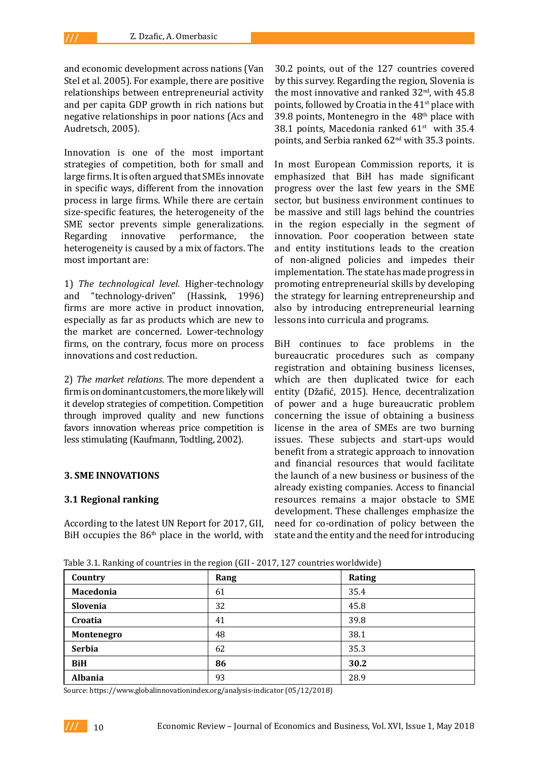and economic development across nations (Van Stel et al. 2005). For example, there are positive relationships between entrepreneurial activity and per capita GDP growth in rich nations but negative relationships in poor nations (Acs and Audretsch, 2005).

Innovation is one of the most important strategies of competition, both for small and large firms. It is often argued that SMEs innovate in specific ways, different from the innovation process in large firms. While there are certain size-specific features, the heterogeneity of the SME sector prevents simple generalizations. Regarding innovative performance, the heterogeneity is caused by a mix of factors. The most important are:

1) *The technological level*. Higher-technology and "technology-driven" (Hassink, 1996) firms are more active in product innovation, especially as far as products which are new to the market are concerned. Lower-technology firms, on the contrary, focus more on process innovations and cost reduction.

2) *The market relations*. The more dependent a firm is on dominant customers, the more likely will it develop strategies of competition. Competition through improved quality and new functions favors innovation whereas price competition is less stimulating (Kaufmann, Todtling, 2002).

## 3. SME INNOVATIONS

### 3.1 Regional ranking

According to the latest UN Report for 2017, GII, BiH occupies the 86th place in the world, with 30.2 points, out of the 127 countries covered by this survey. Regarding the region, Slovenia is the most innovative and ranked 32nd, with 45.8 points, followed by Croatia in the 41st place with 39.8 points, Montenegro in the 48th place with 38.1 points, Macedonia ranked 61st with 35.4 points, and Serbia ranked 62nd with 35.3 points.

In most European Commission reports, it is emphasized that BiH has made significant progress over the last few years in the SME sector, but business environment continues to be massive and still lags behind the countries in the region especially in the segment of innovation. Poor cooperation between state and entity institutions leads to the creation of non-aligned policies and impedes their implementation. The state has made progress in promoting entrepreneurial skills by developing the strategy for learning entrepreneurship and also by introducing entrepreneurial learning lessons into curricula and programs.

BiH continues to face problems in the bureaucratic procedures such as company registration and obtaining business licenses, which are then duplicated twice for each entity (Džafić, 2015). Hence, decentralization of power and a huge bureaucratic problem concerning the issue of obtaining a business license in the area of SMEs are two burning issues. These subjects and start-ups would benefit from a strategic approach to innovation and financial resources that would facilitate the launch of a new business or business of the already existing companies. Access to financial resources remains a major obstacle to SME development. These challenges emphasize the need for co-ordination of policy between the state and the entity and the need for introducing

Table 3.1. Ranking of countries in the region (GII - 2017, 127 countries worldwide)

| Country | Rang | Rating |
|---|---|---|
| **Macedonia** | 61 | 35.4 |
| **Slovenia** | 32 | 45.8 |
| **Croatia** | 41 | 39.8 |
| **Montenegro** | 48 | 38.1 |
| **Serbia** | 62 | 35.3 |
| **BiH** | **86** | **30.2** |
| **Albania** | 93 | 28.9 |

Source: https://www.globalinnovationindex.org/analysis-indicator (05/12/2018)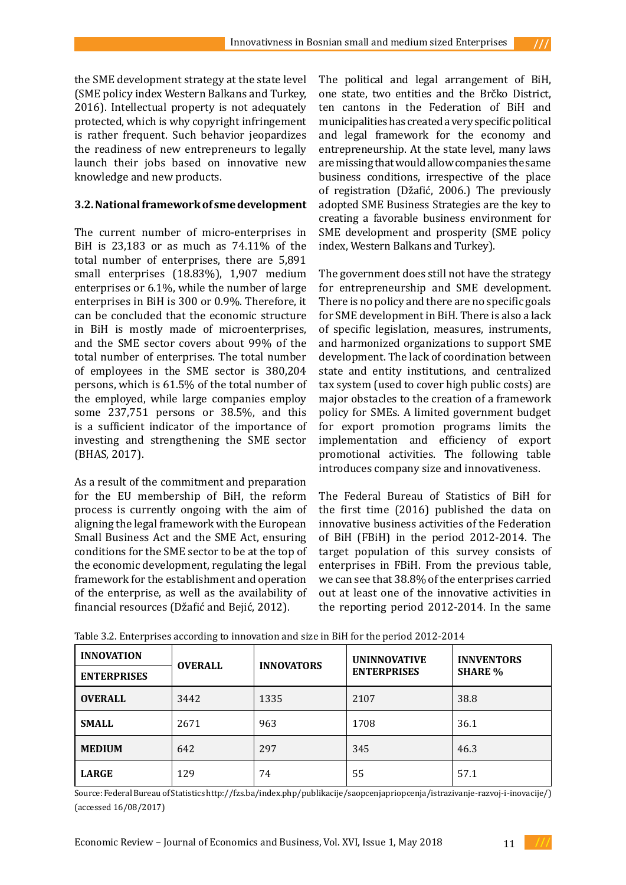the SME development strategy at the state level (SME policy index Western Balkans and Turkey, 2016). Intellectual property is not adequately protected, which is why copyright infringement is rather frequent. Such behavior jeopardizes the readiness of new entrepreneurs to legally launch their jobs based on innovative new knowledge and new products.

### 3.2. National framework of sme development

The current number of micro-enterprises in BiH is 23,183 or as much as 74.11% of the total number of enterprises, there are 5,891 small enterprises (18.83%), 1,907 medium enterprises or 6.1%, while the number of large enterprises in BiH is 300 or 0.9%. Therefore, it can be concluded that the economic structure in BiH is mostly made of microenterprises, and the SME sector covers about 99% of the total number of enterprises. The total number of employees in the SME sector is 380,204 persons, which is 61.5% of the total number of the employed, while large companies employ some 237,751 persons or 38.5%, and this is a sufficient indicator of the importance of investing and strengthening the SME sector (BHAS, 2017).

As a result of the commitment and preparation for the EU membership of BiH, the reform process is currently ongoing with the aim of aligning the legal framework with the European Small Business Act and the SME Act, ensuring conditions for the SME sector to be at the top of the economic development, regulating the legal framework for the establishment and operation of the enterprise, as well as the availability of financial resources (Džafić and Bejić, 2012).

The political and legal arrangement of BiH, one state, two entities and the Brčko District, ten cantons in the Federation of BiH and municipalities has created a very specific political and legal framework for the economy and entrepreneurship. At the state level, many laws are missing that would allow companies the same business conditions, irrespective of the place of registration (Džafić, 2006.) The previously adopted SME Business Strategies are the key to creating a favorable business environment for SME development and prosperity (SME policy index, Western Balkans and Turkey).

The government does still not have the strategy for entrepreneurship and SME development. There is no policy and there are no specific goals for SME development in BiH. There is also a lack of specific legislation, measures, instruments, and harmonized organizations to support SME development. The lack of coordination between state and entity institutions, and centralized tax system (used to cover high public costs) are major obstacles to the creation of a framework policy for SMEs. A limited government budget for export promotion programs limits the implementation and efficiency of export promotional activities. The following table introduces company size and innovativeness.

The Federal Bureau of Statistics of BiH for the first time (2016) published the data on innovative business activities of the Federation of BiH (FBiH) in the period 2012-2014. The target population of this survey consists of enterprises in FBiH. From the previous table, we can see that 38.8% of the enterprises carried out at least one of the innovative activities in the reporting period 2012-2014. In the same

Table 3.2. Enterprises according to innovation and size in BiH for the period 2012-2014

| INNOVATION ENTERPRISES | OVERALL | INNOVATORS | UNINNOVATIVE ENTERPRISES | INNVENTORS SHARE % |
|---|---|---|---|---|
| OVERALL | 3442 | 1335 | 2107 | 38.8 |
| SMALL | 2671 | 963 | 1708 | 36.1 |
| MEDIUM | 642 | 297 | 345 | 46.3 |
| LARGE | 129 | 74 | 55 | 57.1 |

Source: Federal Bureau of Statistics http://fzs.ba/index.php/publikacije/saopcenjapriopcenja/istrazivanje-razvoj-i-inovacije/) (accessed 16/08/2017)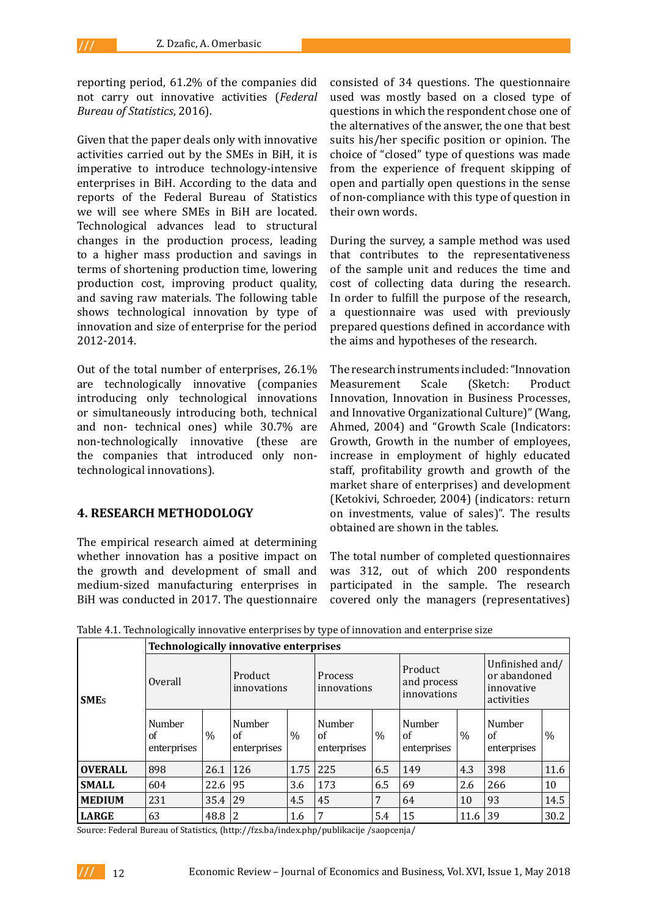reporting period, 61.2% of the companies did not carry out innovative activities (*Federal Bureau of Statistics*, 2016).

Given that the paper deals only with innovative activities carried out by the SMEs in BiH, it is imperative to introduce technology-intensive enterprises in BiH. According to the data and reports of the Federal Bureau of Statistics we will see where SMEs in BiH are located. Technological advances lead to structural changes in the production process, leading to a higher mass production and savings in terms of shortening production time, lowering production cost, improving product quality, and saving raw materials. The following table shows technological innovation by type of innovation and size of enterprise for the period 2012-2014.

Out of the total number of enterprises, 26.1% are technologically innovative (companies introducing only technological innovations or simultaneously introducing both, technical and non- technical ones) while 30.7% are non-technologically innovative (these are the companies that introduced only non-technological innovations).

## 4. RESEARCH METHODOLOGY

The empirical research aimed at determining whether innovation has a positive impact on the growth and development of small and medium-sized manufacturing enterprises in BiH was conducted in 2017. The questionnaire consisted of 34 questions. The questionnaire used was mostly based on a closed type of questions in which the respondent chose one of the alternatives of the answer, the one that best suits his/her specific position or opinion. The choice of "closed" type of questions was made from the experience of frequent skipping of open and partially open questions in the sense of non-compliance with this type of question in their own words.

During the survey, a sample method was used that contributes to the representativeness of the sample unit and reduces the time and cost of collecting data during the research. In order to fulfill the purpose of the research, a questionnaire was used with previously prepared questions defined in accordance with the aims and hypotheses of the research.

The research instruments included: "Innovation Measurement Scale (Sketch: Product Innovation, Innovation in Business Processes, and Innovative Organizational Culture)" (Wang, Ahmed, 2004) and "Growth Scale (Indicators: Growth, Growth in the number of employees, increase in employment of highly educated staff, profitability growth and growth of the market share of enterprises) and development (Ketokivi, Schroeder, 2004) (indicators: return on investments, value of sales)". The results obtained are shown in the tables.

The total number of completed questionnaires was 312, out of which 200 respondents participated in the sample. The research covered only the managers (representatives)

Table 4.1. Technologically innovative enterprises by type of innovation and enterprise size

| SMEs | Technologically innovative enterprises | | | | | | | | | |
|---|---|---|---|---|---|---|---|---|---|---|
| | Overall | | Product innovations | | Process innovations | | Product and process innovations | | Unfinished and/or abandoned innovative activities | |
| | Number of enterprises | % | Number of enterprises | % | Number of enterprises | % | Number of enterprises | % | Number of enterprises | % |
| **OVERALL** | 898 | 26.1 | 126 | 1.75 | 225 | 6.5 | 149 | 4.3 | 398 | 11.6 |
| **SMALL** | 604 | 22.6 | 95 | 3.6 | 173 | 6.5 | 69 | 2.6 | 266 | 10 |
| **MEDIUM** | 231 | 35.4 | 29 | 4.5 | 45 | 7 | 64 | 10 | 93 | 14.5 |
| **LARGE** | 63 | 48.8 | 2 | 1.6 | 7 | 5.4 | 15 | 11.6 | 39 | 30.2 |

Source: Federal Bureau of Statistics, (http://fzs.ba/index.php/publikacije /saopcenja/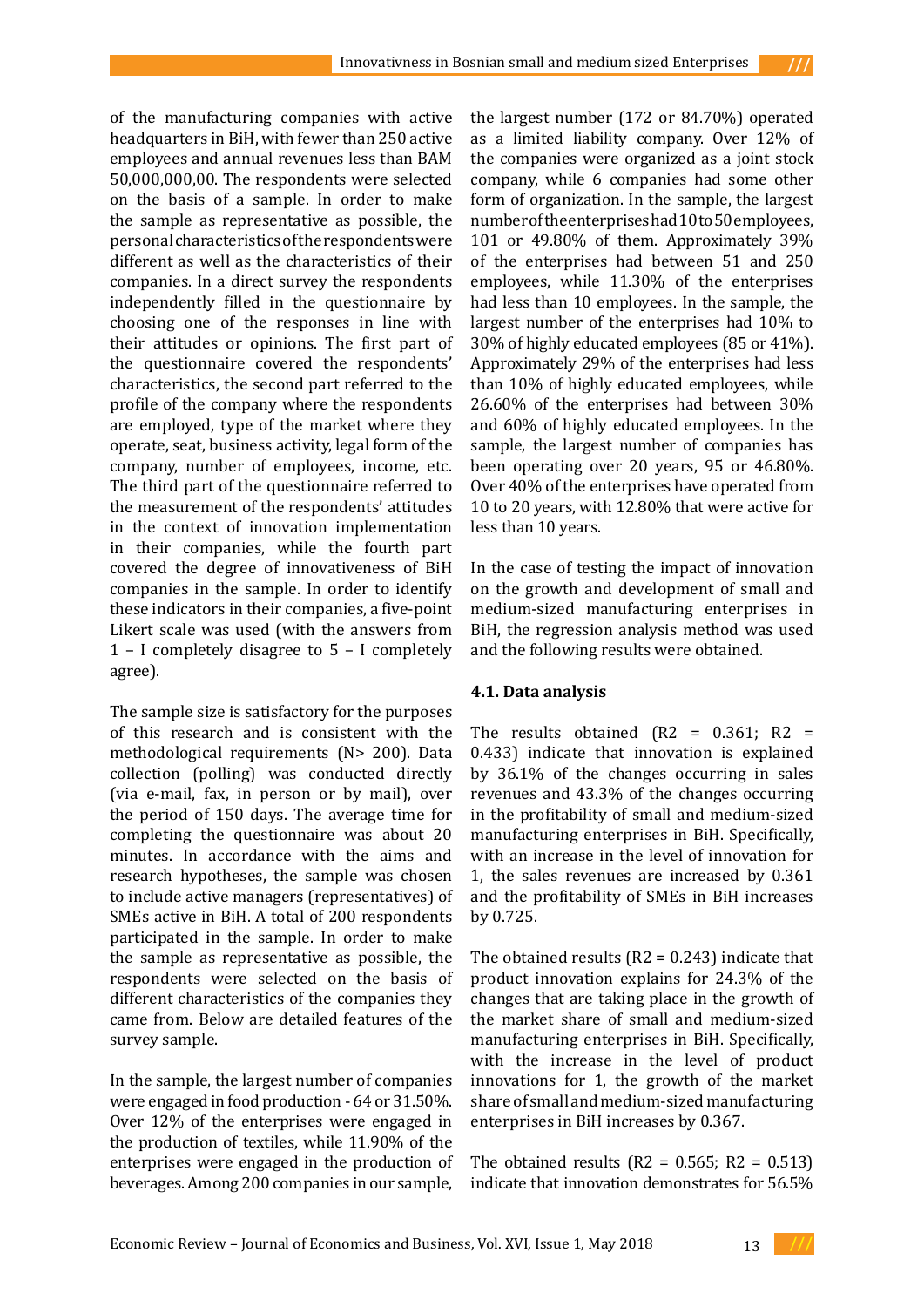of the manufacturing companies with active headquarters in BiH, with fewer than 250 active employees and annual revenues less than BAM 50,000,000,00. The respondents were selected on the basis of a sample. In order to make the sample as representative as possible, the personal characteristics of the respondents were different as well as the characteristics of their companies. In a direct survey the respondents independently filled in the questionnaire by choosing one of the responses in line with their attitudes or opinions. The first part of the questionnaire covered the respondents' characteristics, the second part referred to the profile of the company where the respondents are employed, type of the market where they operate, seat, business activity, legal form of the company, number of employees, income, etc. The third part of the questionnaire referred to the measurement of the respondents' attitudes in the context of innovation implementation in their companies, while the fourth part covered the degree of innovativeness of BiH companies in the sample. In order to identify these indicators in their companies, a five-point Likert scale was used (with the answers from 1 – I completely disagree to 5 – I completely agree).

The sample size is satisfactory for the purposes of this research and is consistent with the methodological requirements (N> 200). Data collection (polling) was conducted directly (via e-mail, fax, in person or by mail), over the period of 150 days. The average time for completing the questionnaire was about 20 minutes. In accordance with the aims and research hypotheses, the sample was chosen to include active managers (representatives) of SMEs active in BiH. A total of 200 respondents participated in the sample. In order to make the sample as representative as possible, the respondents were selected on the basis of different characteristics of the companies they came from. Below are detailed features of the survey sample.

In the sample, the largest number of companies were engaged in food production - 64 or 31.50%. Over 12% of the enterprises were engaged in the production of textiles, while 11.90% of the enterprises were engaged in the production of beverages. Among 200 companies in our sample, the largest number (172 or 84.70%) operated as a limited liability company. Over 12% of the companies were organized as a joint stock company, while 6 companies had some other form of organization. In the sample, the largest number of the enterprises had 10 to 50 employees, 101 or 49.80% of them. Approximately 39% of the enterprises had between 51 and 250 employees, while 11.30% of the enterprises had less than 10 employees. In the sample, the largest number of the enterprises had 10% to 30% of highly educated employees (85 or 41%). Approximately 29% of the enterprises had less than 10% of highly educated employees, while 26.60% of the enterprises had between 30% and 60% of highly educated employees. In the sample, the largest number of companies has been operating over 20 years, 95 or 46.80%. Over 40% of the enterprises have operated from 10 to 20 years, with 12.80% that were active for less than 10 years.

In the case of testing the impact of innovation on the growth and development of small and medium-sized manufacturing enterprises in BiH, the regression analysis method was used and the following results were obtained.

### 4.1. Data analysis

The results obtained ($R2 = 0.361$; $R2 = 0.433$) indicate that innovation is explained by 36.1% of the changes occurring in sales revenues and 43.3% of the changes occurring in the profitability of small and medium-sized manufacturing enterprises in BiH. Specifically, with an increase in the level of innovation for 1, the sales revenues are increased by 0.361 and the profitability of SMEs in BiH increases by 0.725.

The obtained results ($R2 = 0.243$) indicate that product innovation explains for 24.3% of the changes that are taking place in the growth of the market share of small and medium-sized manufacturing enterprises in BiH. Specifically, with the increase in the level of product innovations for 1, the growth of the market share of small and medium-sized manufacturing enterprises in BiH increases by 0.367.

The obtained results ($R2 = 0.565$; $R2 = 0.513$) indicate that innovation demonstrates for 56.5%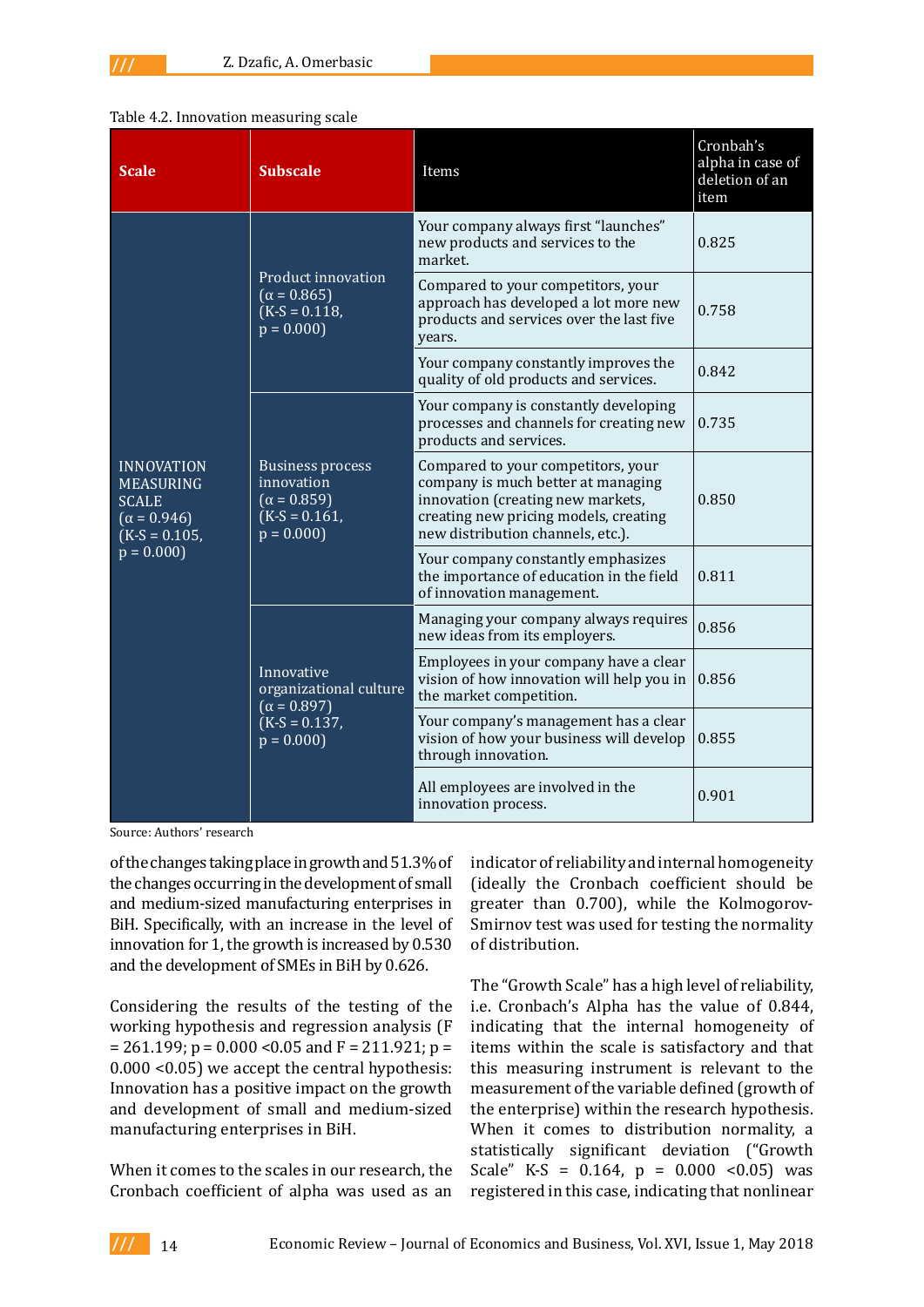Table 4.2. Innovation measuring scale

| Scale | Subscale | Items | Cronbah's alpha in case of deletion of an item |
|---|---|---|---|
| INNOVATION MEASURING SCALE (α = 0.946) (K-S = 0.105, p = 0.000) | Product innovation (α = 0.865) (K-S = 0.118, p = 0.000) | Your company always first "launches" new products and services to the market. | 0.825 |
| | | Compared to your competitors, your approach has developed a lot more new products and services over the last five years. | 0.758 |
| | | Your company constantly improves the quality of old products and services. | 0.842 |
| | Business process innovation (α = 0.859) (K-S = 0.161, p = 0.000) | Your company is constantly developing processes and channels for creating new products and services. | 0.735 |
| | | Compared to your competitors, your company is much better at managing innovation (creating new markets, creating new pricing models, creating new distribution channels, etc.). | 0.850 |
| | | Your company constantly emphasizes the importance of education in the field of innovation management. | 0.811 |
| | Innovative organizational culture (α = 0.897) (K-S = 0.137, p = 0.000) | Managing your company always requires new ideas from its employers. | 0.856 |
| | | Employees in your company have a clear vision of how innovation will help you in the market competition. | 0.856 |
| | | Your company's management has a clear vision of how your business will develop through innovation. | 0.855 |
| | | All employees are involved in the innovation process. | 0.901 |

Source: Authors' research

of the changes taking place in growth and 51.3% of the changes occurring in the development of small and medium-sized manufacturing enterprises in BiH. Specifically, with an increase in the level of innovation for 1, the growth is increased by 0.530 and the development of SMEs in BiH by 0.626.

Considering the results of the testing of the working hypothesis and regression analysis (F = 261.199; p = 0.000 <0.05 and F = 211.921; p = 0.000 <0.05) we accept the central hypothesis: Innovation has a positive impact on the growth and development of small and medium-sized manufacturing enterprises in BiH.

When it comes to the scales in our research, the Cronbach coefficient of alpha was used as an indicator of reliability and internal homogeneity (ideally the Cronbach coefficient should be greater than 0.700), while the Kolmogorov-Smirnov test was used for testing the normality of distribution.

The "Growth Scale" has a high level of reliability, i.e. Cronbach's Alpha has the value of 0.844, indicating that the internal homogeneity of items within the scale is satisfactory and that this measuring instrument is relevant to the measurement of the variable defined (growth of the enterprise) within the research hypothesis. When it comes to distribution normality, a statistically significant deviation ("Growth Scale" K-S = 0.164, p = 0.000 <0.05) was registered in this case, indicating that nonlinear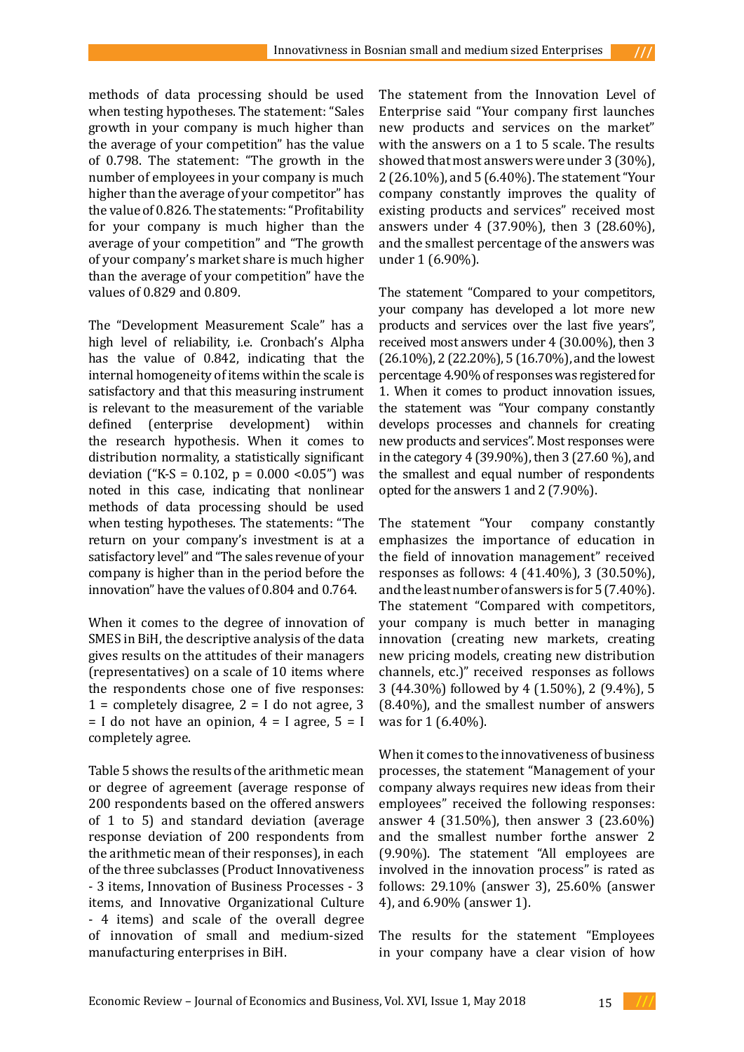methods of data processing should be used when testing hypotheses. The statement: "Sales growth in your company is much higher than the average of your competition" has the value of 0.798. The statement: "The growth in the number of employees in your company is much higher than the average of your competitor" has the value of 0.826. The statements: "Profitability for your company is much higher than the average of your competition" and "The growth of your company's market share is much higher than the average of your competition" have the values of 0.829 and 0.809.

The "Development Measurement Scale" has a high level of reliability, i.e. Cronbach's Alpha has the value of 0.842, indicating that the internal homogeneity of items within the scale is satisfactory and that this measuring instrument is relevant to the measurement of the variable defined (enterprise development) within the research hypothesis. When it comes to distribution normality, a statistically significant deviation ("K-S = 0.102, p = 0.000 <0.05") was noted in this case, indicating that nonlinear methods of data processing should be used when testing hypotheses. The statements: "The return on your company's investment is at a satisfactory level" and "The sales revenue of your company is higher than in the period before the innovation" have the values of 0.804 and 0.764.

When it comes to the degree of innovation of SMES in BiH, the descriptive analysis of the data gives results on the attitudes of their managers (representatives) on a scale of 10 items where the respondents chose one of five responses: 1 = completely disagree, 2 = I do not agree, 3 = I do not have an opinion, 4 = I agree, 5 = I completely agree.

Table 5 shows the results of the arithmetic mean or degree of agreement (average response of 200 respondents based on the offered answers of 1 to 5) and standard deviation (average response deviation of 200 respondents from the arithmetic mean of their responses), in each of the three subclasses (Product Innovativeness - 3 items, Innovation of Business Processes - 3 items, and Innovative Organizational Culture - 4 items) and scale of the overall degree of innovation of small and medium-sized manufacturing enterprises in BiH.

The statement from the Innovation Level of Enterprise said "Your company first launches new products and services on the market" with the answers on a 1 to 5 scale. The results showed that most answers were under 3 (30%), 2 (26.10%), and 5 (6.40%). The statement "Your company constantly improves the quality of existing products and services" received most answers under 4 (37.90%), then 3 (28.60%), and the smallest percentage of the answers was under 1 (6.90%).

The statement "Compared to your competitors, your company has developed a lot more new products and services over the last five years", received most answers under 4 (30.00%), then 3 (26.10%), 2 (22.20%), 5 (16.70%), and the lowest percentage 4.90% of responses was registered for 1. When it comes to product innovation issues, the statement was "Your company constantly develops processes and channels for creating new products and services". Most responses were in the category 4 (39.90%), then 3 (27.60 %), and the smallest and equal number of respondents opted for the answers 1 and 2 (7.90%).

The statement "Your company constantly emphasizes the importance of education in the field of innovation management" received responses as follows: 4 (41.40%), 3 (30.50%), and the least number of answers is for 5 (7.40%). The statement "Compared with competitors, your company is much better in managing innovation (creating new markets, creating new pricing models, creating new distribution channels, etc.)" received responses as follows 3 (44.30%) followed by 4 (1.50%), 2 (9.4%), 5 (8.40%), and the smallest number of answers was for 1 (6.40%).

When it comes to the innovativeness of business processes, the statement "Management of your company always requires new ideas from their employees" received the following responses: answer 4 (31.50%), then answer 3 (23.60%) and the smallest number forthe answer 2 (9.90%). The statement "All employees are involved in the innovation process" is rated as follows: 29.10% (answer 3), 25.60% (answer 4), and 6.90% (answer 1).

The results for the statement "Employees in your company have a clear vision of how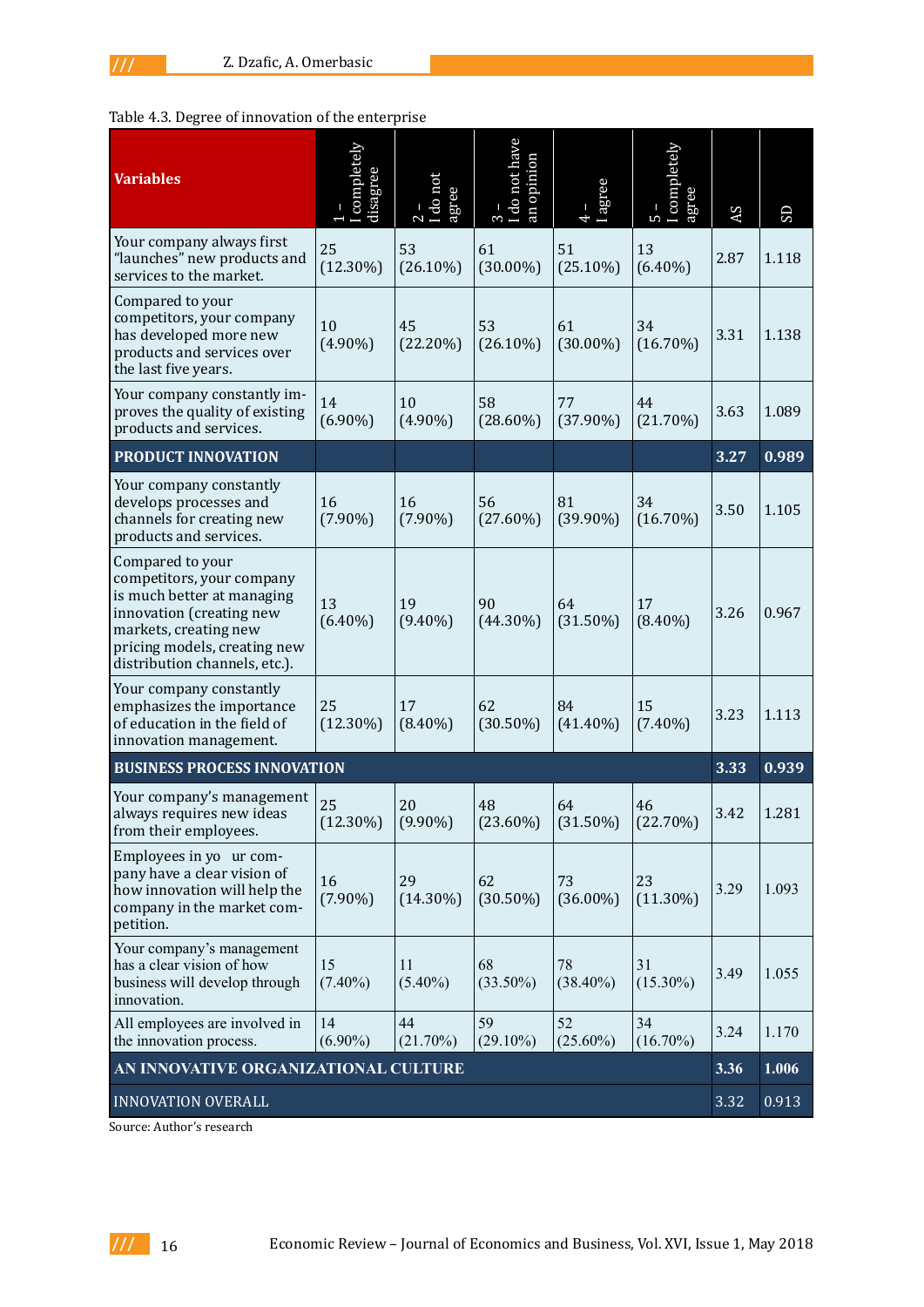Table 4.3. Degree of innovation of the enterprise

| Variables | 1 – I completely disagree | 2 – I do not agree | 3 – I do not have an opinion | 4 – I agree | 5 – I completely agree | AS | SD |
|---|---|---|---|---|---|---|---|
| Your company always first "launches" new products and services to the market. | 25 (12.30%) | 53 (26.10%) | 61 (30.00%) | 51 (25.10%) | 13 (6.40%) | 2.87 | 1.118 |
| Compared to your competitors, your company has developed more new products and services over the last five years. | 10 (4.90%) | 45 (22.20%) | 53 (26.10%) | 61 (30.00%) | 34 (16.70%) | 3.31 | 1.138 |
| Your company constantly improves the quality of existing products and services. | 14 (6.90%) | 10 (4.90%) | 58 (28.60%) | 77 (37.90%) | 44 (21.70%) | 3.63 | 1.089 |
| **PRODUCT INNOVATION** | | | | | | **3.27** | **0.989** |
| Your company constantly develops processes and channels for creating new products and services. | 16 (7.90%) | 16 (7.90%) | 56 (27.60%) | 81 (39.90%) | 34 (16.70%) | 3.50 | 1.105 |
| Compared to your competitors, your company is much better at managing innovation (creating new markets, creating new pricing models, creating new distribution channels, etc.). | 13 (6.40%) | 19 (9.40%) | 90 (44.30%) | 64 (31.50%) | 17 (8.40%) | 3.26 | 0.967 |
| Your company constantly emphasizes the importance of education in the field of innovation management. | 25 (12.30%) | 17 (8.40%) | 62 (30.50%) | 84 (41.40%) | 15 (7.40%) | 3.23 | 1.113 |
| **BUSINESS PROCESS INNOVATION** | | | | | | **3.33** | **0.939** |
| Your company's management always requires new ideas from their employees. | 25 (12.30%) | 20 (9.90%) | 48 (23.60%) | 64 (31.50%) | 46 (22.70%) | 3.42 | 1.281 |
| Employees in your company have a clear vision of how innovation will help the company in the market competition. | 16 (7.90%) | 29 (14.30%) | 62 (30.50%) | 73 (36.00%) | 23 (11.30%) | 3.29 | 1.093 |
| Your company's management has a clear vision of how business will develop through innovation. | 15 (7.40%) | 11 (5.40%) | 68 (33.50%) | 78 (38.40%) | 31 (15.30%) | 3.49 | 1.055 |
| All employees are involved in the innovation process. | 14 (6.90%) | 44 (21.70%) | 59 (29.10%) | 52 (25.60%) | 34 (16.70%) | 3.24 | 1.170 |
| **AN INNOVATIVE ORGANIZATIONAL CULTURE** | | | | | | **3.36** | **1.006** |
| INNOVATION OVERALL | | | | | | 3.32 | 0.913 |

Source: Author's research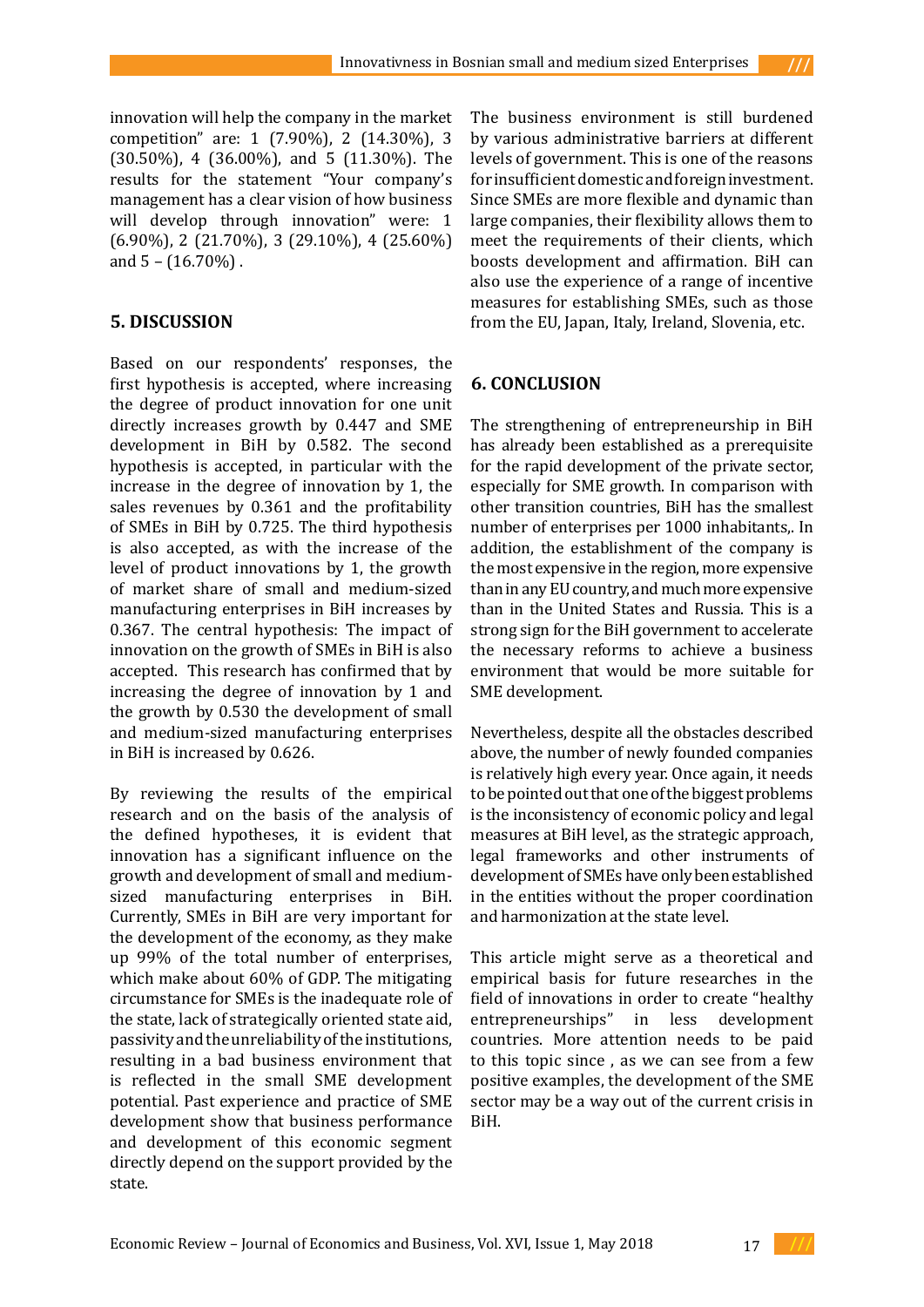innovation will help the company in the market competition" are: 1 (7.90%), 2 (14.30%), 3 (30.50%), 4 (36.00%), and 5 (11.30%). The results for the statement "Your company's management has a clear vision of how business will develop through innovation" were: 1 (6.90%), 2 (21.70%), 3 (29.10%), 4 (25.60%) and 5 – (16.70%) .

## 5. DISCUSSION

Based on our respondents' responses, the first hypothesis is accepted, where increasing the degree of product innovation for one unit directly increases growth by 0.447 and SME development in BiH by 0.582. The second hypothesis is accepted, in particular with the increase in the degree of innovation by 1, the sales revenues by 0.361 and the profitability of SMEs in BiH by 0.725. The third hypothesis is also accepted, as with the increase of the level of product innovations by 1, the growth of market share of small and medium-sized manufacturing enterprises in BiH increases by 0.367. The central hypothesis: The impact of innovation on the growth of SMEs in BiH is also accepted. This research has confirmed that by increasing the degree of innovation by 1 and the growth by 0.530 the development of small and medium-sized manufacturing enterprises in BiH is increased by 0.626.

By reviewing the results of the empirical research and on the basis of the analysis of the defined hypotheses, it is evident that innovation has a significant influence on the growth and development of small and medium-sized manufacturing enterprises in BiH. Currently, SMEs in BiH are very important for the development of the economy, as they make up 99% of the total number of enterprises, which make about 60% of GDP. The mitigating circumstance for SMEs is the inadequate role of the state, lack of strategically oriented state aid, passivity and the unreliability of the institutions, resulting in a bad business environment that is reflected in the small SME development potential. Past experience and practice of SME development show that business performance and development of this economic segment directly depend on the support provided by the state.

The business environment is still burdened by various administrative barriers at different levels of government. This is one of the reasons for insufficient domestic and foreign investment. Since SMEs are more flexible and dynamic than large companies, their flexibility allows them to meet the requirements of their clients, which boosts development and affirmation. BiH can also use the experience of a range of incentive measures for establishing SMEs, such as those from the EU, Japan, Italy, Ireland, Slovenia, etc.

## 6. CONCLUSION

The strengthening of entrepreneurship in BiH has already been established as a prerequisite for the rapid development of the private sector, especially for SME growth. In comparison with other transition countries, BiH has the smallest number of enterprises per 1000 inhabitants,. In addition, the establishment of the company is the most expensive in the region, more expensive than in any EU country, and much more expensive than in the United States and Russia. This is a strong sign for the BiH government to accelerate the necessary reforms to achieve a business environment that would be more suitable for SME development.

Nevertheless, despite all the obstacles described above, the number of newly founded companies is relatively high every year. Once again, it needs to be pointed out that one of the biggest problems is the inconsistency of economic policy and legal measures at BiH level, as the strategic approach, legal frameworks and other instruments of development of SMEs have only been established in the entities without the proper coordination and harmonization at the state level.

This article might serve as a theoretical and empirical basis for future researches in the field of innovations in order to create "healthy entrepreneurships" in less development countries. More attention needs to be paid to this topic since , as we can see from a few positive examples, the development of the SME sector may be a way out of the current crisis in BiH.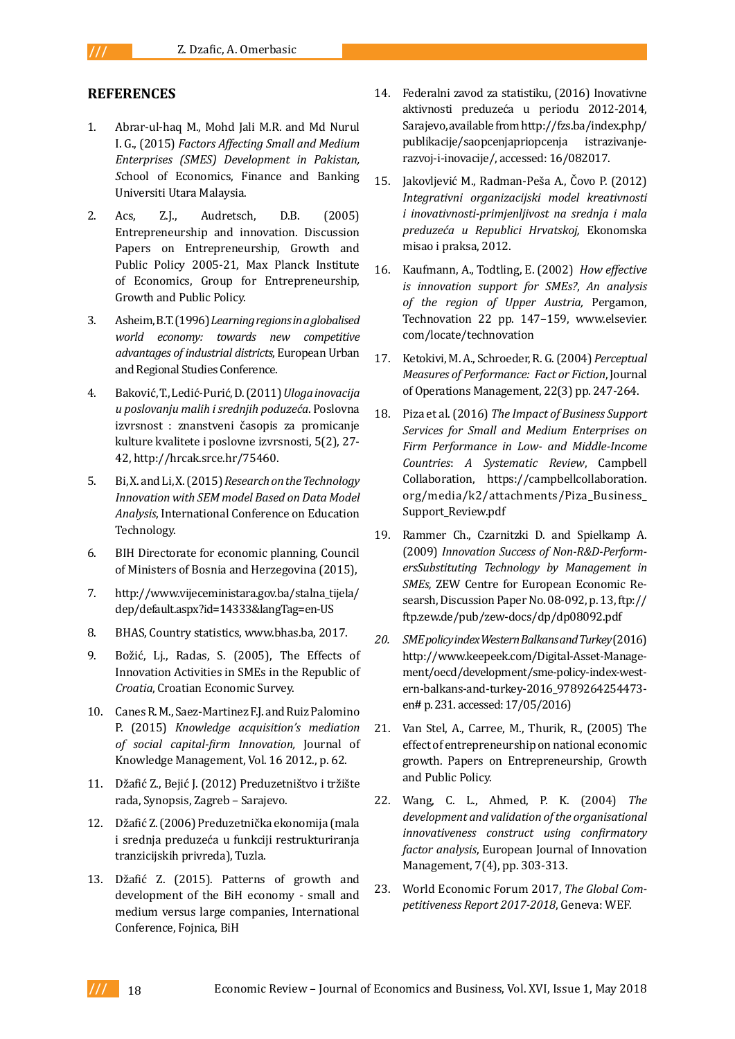## REFERENCES

1. Abrar-ul-haq M., Mohd Jali M.R. and Md Nurul I. G., (2015) *Factors Affecting Small and Medium Enterprises (SMES) Development in Pakistan, S*chool of Economics, Finance and Banking Universiti Utara Malaysia.
2. Acs, Z.J., Audretsch, D.B. (2005) Entrepreneurship and innovation. Discussion Papers on Entrepreneurship, Growth and Public Policy 2005-21, Max Planck Institute of Economics, Group for Entrepreneurship, Growth and Public Policy.
3. Asheim, B.T. (1996) *Learning regions in a globalised world economy: towards new competitive advantages of industrial districts*, European Urban and Regional Studies Conference.
4. Baković, T., Ledić-Purić, D. (2011) *Uloga inovacija u poslovanju malih i srednjih poduzeća*. Poslovna izvrsnost : znanstveni časopis za promicanje kulture kvalitete i poslovne izvrsnosti, 5(2), 27-42, http://hrcak.srce.hr/75460.
5. Bi, X. and Li, X. (2015) *Research on the Technology Innovation with SEM model Based on Data Model Analysis*, International Conference on Education Technology.
6. BIH Directorate for economic planning, Council of Ministers of Bosnia and Herzegovina (2015),
7. http://www.vijeceministara.gov.ba/stalna_tijela/dep/default.aspx?id=14333&langTag=en-US
8. BHAS, Country statistics, www.bhas.ba, 2017.
9. Božić, Lj., Radas, S. (2005), The Effects of Innovation Activities in SMEs in the Republic of *Croatia*, Croatian Economic Survey.
10. Canes R. M., Saez-Martinez F.J. and Ruiz Palomino P. (2015) *Knowledge acquisition's mediation of social capital-firm Innovation,* Journal of Knowledge Management, Vol. 16 2012., p. 62.
11. Džafić Z., Bejić J. (2012) Preduzetništvo i tržište rada, Synopsis, Zagreb – Sarajevo.
12. Džafić Z. (2006) Preduzetnička ekonomija (mala i srednja preduzeća u funkciji restrukturiranja tranzicijskih privreda), Tuzla.
13. Džafić Z. (2015). Patterns of growth and development of the BiH economy - small and medium versus large companies, International Conference, Fojnica, BiH
14. Federalni zavod za statistiku, (2016) Inovativne aktivnosti preduzeća u periodu 2012-2014, Sarajevo, available from http://fzs.ba/index.php/publikacije/saopcenjapriopcenja istrazivanje-razvoj-i-inovacije/, accessed: 16/082017.
15. Jakovljević M., Radman-Peša A., Čovo P. (2012) *Integrativni organizacijski model kreativnosti i inovativnosti-primjenljivost na srednja i mala preduzeća u Republici Hrvatskoj,* Ekonomska misao i praksa, 2012.
16. Kaufmann, A., Todtling, E. (2002) *How effective is innovation support for SMEs?, An analysis of the region of Upper Austria,* Pergamon, Technovation 22 pp. 147–159, www.elsevier.com/locate/technovation
17. Ketokivi, M. A., Schroeder, R. G. (2004) *Perceptual Measures of Performance: Fact or Fiction*, Journal of Operations Management, 22(3) pp. 247-264.
18. Piza et al. (2016) *The Impact of Business Support Services for Small and Medium Enterprises on Firm Performance in Low- and Middle-Income Countries*: *A Systematic Review*, Campbell Collaboration, https://campbellcollaboration.org/media/k2/attachments/Piza_Business_Support_Review.pdf
19. Rammer Ch., Czarnitzki D. and Spielkamp A. (2009) *Innovation Success of Non-R&D-PerformersSubstituting Technology by Management in SMEs,* ZEW Centre for European Economic Researsh, Discussion Paper No. 08-092, p. 13, ftp://ftp.zew.de/pub/zew-docs/dp/dp08092.pdf
20. *SME policy index Western Balkans and Turkey* (2016) http://www.keepeek.com/Digital-Asset-Management/oecd/development/sme-policy-index-western-balkans-and-turkey-2016_9789264254473-en# p. 231. accessed: 17/05/2016)
21. Van Stel, A., Carree, M., Thurik, R., (2005) The effect of entrepreneurship on national economic growth. Papers on Entrepreneurship, Growth and Public Policy.
22. Wang, C. L., Ahmed, P. K. (2004) *The development and validation of the organisational innovativeness construct using confirmatory factor analysis*, European Journal of Innovation Management, 7(4), pp. 303-313.
23. World Economic Forum 2017, *The Global Competitiveness Report 2017-2018*, Geneva: WEF.